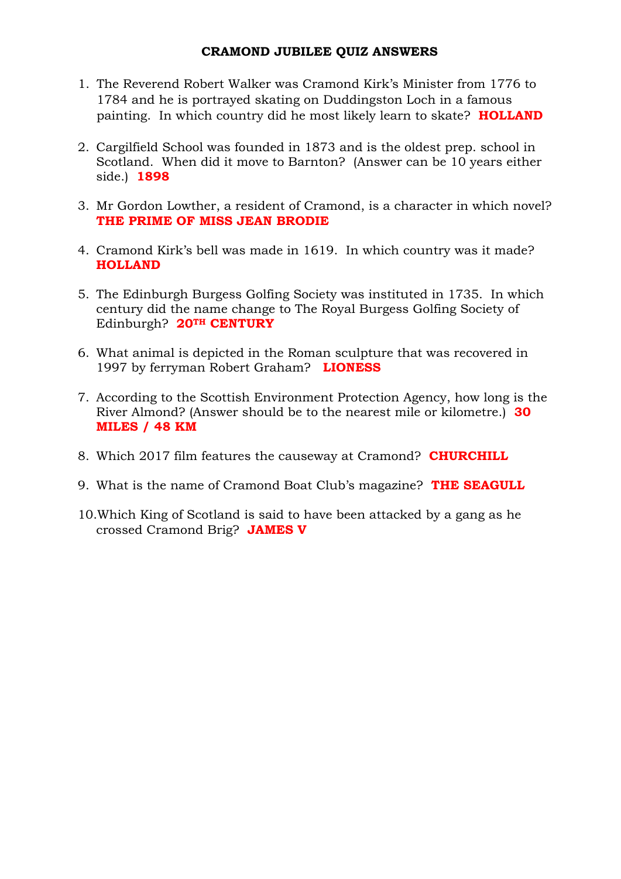# CRAMOND JUBILEE QUIZ ANSWERS

1. The Reverend Robert Walker was Cramond Kirk's Minister from 1776 to 1784 and he is portrayed skating on Duddingston Loch in a famous painting. In which country did he most likely learn to skate? **HOLLAND**

2. Cargilfield School was founded in 1873 and is the oldest prep. school in Scotland. When did it move to Barnton? (Answer can be 10 years either side.) **1898**

3. Mr Gordon Lowther, a resident of Cramond, is a character in which novel? **THE PRIME OF MISS JEAN BRODIE**

4. Cramond Kirk's bell was made in 1619. In which country was it made? **HOLLAND**

5. The Edinburgh Burgess Golfing Society was instituted in 1735. In which century did the name change to The Royal Burgess Golfing Society of Edinburgh? **20TH CENTURY**

6. What animal is depicted in the Roman sculpture that was recovered in 1997 by ferryman Robert Graham? **LIONESS**

7. According to the Scottish Environment Protection Agency, how long is the River Almond? (Answer should be to the nearest mile or kilometre.) **30 MILES / 48 KM**

8. Which 2017 film features the causeway at Cramond? **CHURCHILL**

9. What is the name of Cramond Boat Club's magazine? **THE SEAGULL**

10. Which King of Scotland is said to have been attacked by a gang as he crossed Cramond Brig? **JAMES V**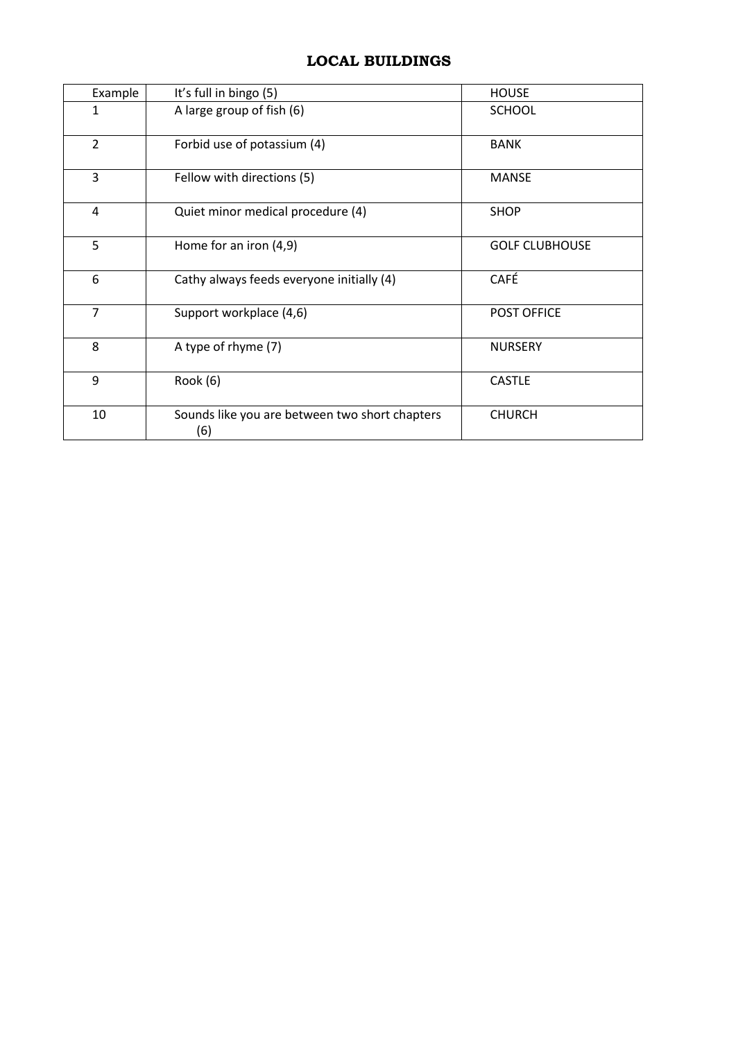# LOCAL BUILDINGS

| | | |
|---|---|---|
| Example | It's full in bingo (5) | HOUSE |
| 1 | A large group of fish (6) | SCHOOL |
| 2 | Forbid use of potassium (4) | BANK |
| 3 | Fellow with directions (5) | MANSE |
| 4 | Quiet minor medical procedure (4) | SHOP |
| 5 | Home for an iron (4,9) | GOLF CLUBHOUSE |
| 6 | Cathy always feeds everyone initially (4) | CAFÉ |
| 7 | Support workplace (4,6) | POST OFFICE |
| 8 | A type of rhyme (7) | NURSERY |
| 9 | Rook (6) | CASTLE |
| 10 | Sounds like you are between two short chapters (6) | CHURCH |